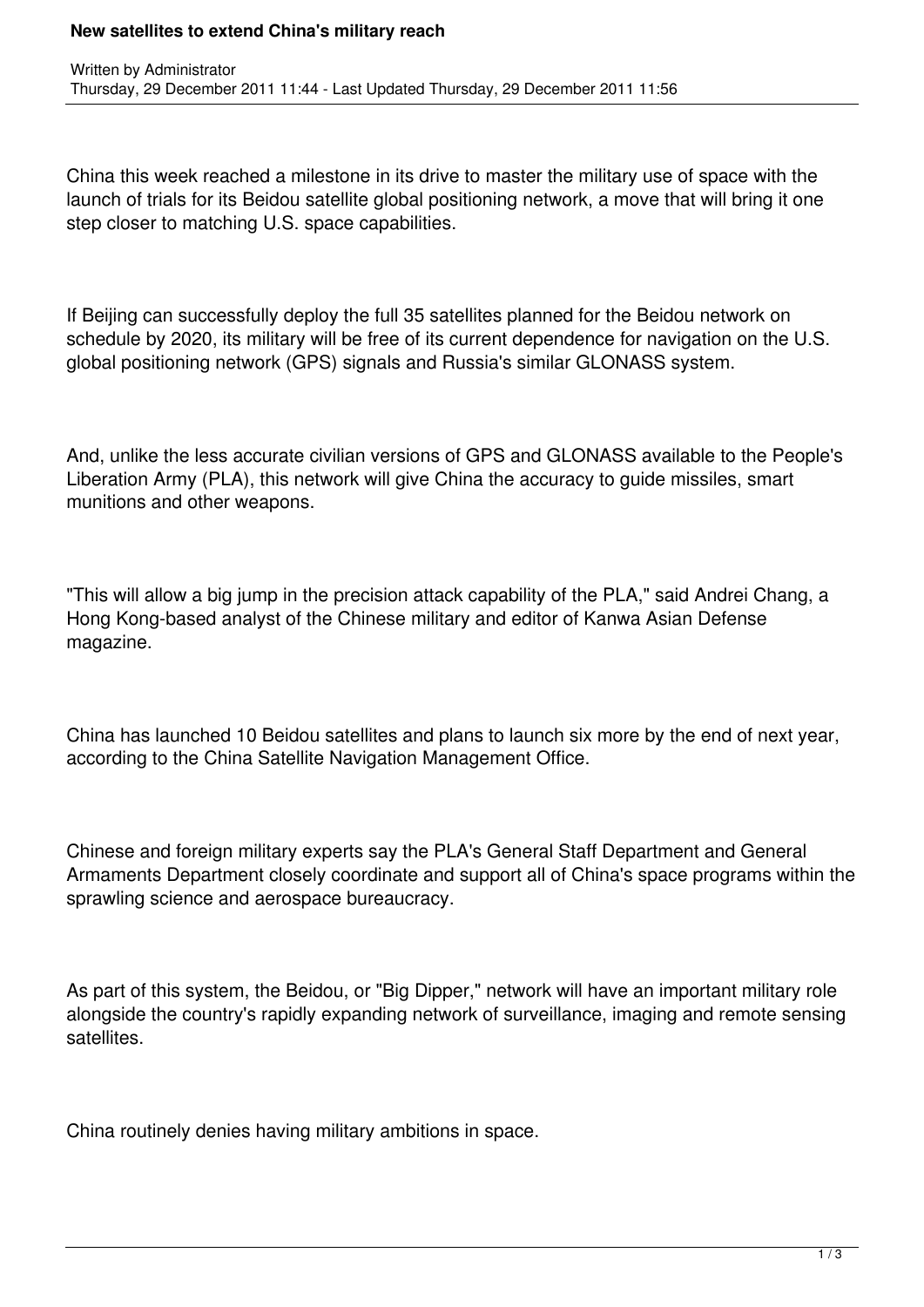# New satellites to extend China's military reach

Written by Administrator
Thursday, 29 December 2011 11:44 - Last Updated Thursday, 29 December 2011 11:56

China this week reached a milestone in its drive to master the military use of space with the launch of trials for its Beidou satellite global positioning network, a move that will bring it one step closer to matching U.S. space capabilities.

If Beijing can successfully deploy the full 35 satellites planned for the Beidou network on schedule by 2020, its military will be free of its current dependence for navigation on the U.S. global positioning network (GPS) signals and Russia's similar GLONASS system.

And, unlike the less accurate civilian versions of GPS and GLONASS available to the People's Liberation Army (PLA), this network will give China the accuracy to guide missiles, smart munitions and other weapons.

"This will allow a big jump in the precision attack capability of the PLA," said Andrei Chang, a Hong Kong-based analyst of the Chinese military and editor of Kanwa Asian Defense magazine.

China has launched 10 Beidou satellites and plans to launch six more by the end of next year, according to the China Satellite Navigation Management Office.

Chinese and foreign military experts say the PLA's General Staff Department and General Armaments Department closely coordinate and support all of China's space programs within the sprawling science and aerospace bureaucracy.

As part of this system, the Beidou, or "Big Dipper," network will have an important military role alongside the country's rapidly expanding network of surveillance, imaging and remote sensing satellites.

China routinely denies having military ambitions in space.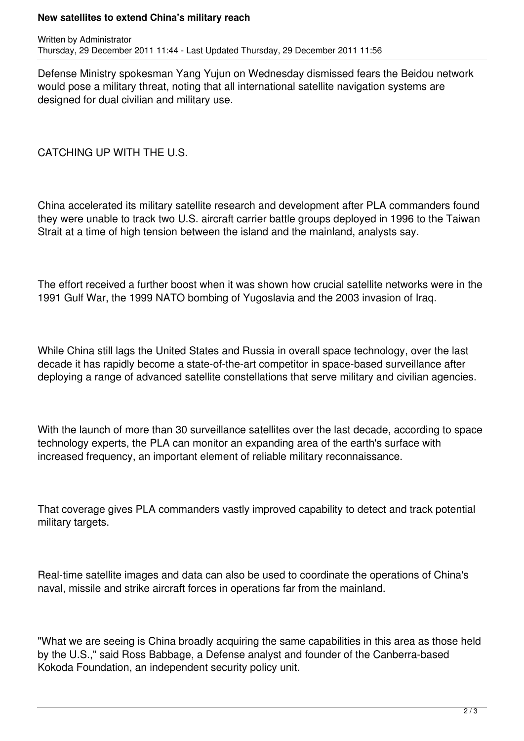Defense Ministry spokesman Yang Yujun on Wednesday dismissed fears the Beidou network would pose a military threat, noting that all international satellite navigation systems are designed for dual civilian and military use.

CATCHING UP WITH THE U.S.

China accelerated its military satellite research and development after PLA commanders found they were unable to track two U.S. aircraft carrier battle groups deployed in 1996 to the Taiwan Strait at a time of high tension between the island and the mainland, analysts say.

The effort received a further boost when it was shown how crucial satellite networks were in the 1991 Gulf War, the 1999 NATO bombing of Yugoslavia and the 2003 invasion of Iraq.

While China still lags the United States and Russia in overall space technology, over the last decade it has rapidly become a state-of-the-art competitor in space-based surveillance after deploying a range of advanced satellite constellations that serve military and civilian agencies.

With the launch of more than 30 surveillance satellites over the last decade, according to space technology experts, the PLA can monitor an expanding area of the earth's surface with increased frequency, an important element of reliable military reconnaissance.

That coverage gives PLA commanders vastly improved capability to detect and track potential military targets.

Real-time satellite images and data can also be used to coordinate the operations of China's naval, missile and strike aircraft forces in operations far from the mainland.

"What we are seeing is China broadly acquiring the same capabilities in this area as those held by the U.S.," said Ross Babbage, a Defense analyst and founder of the Canberra-based Kokoda Foundation, an independent security policy unit.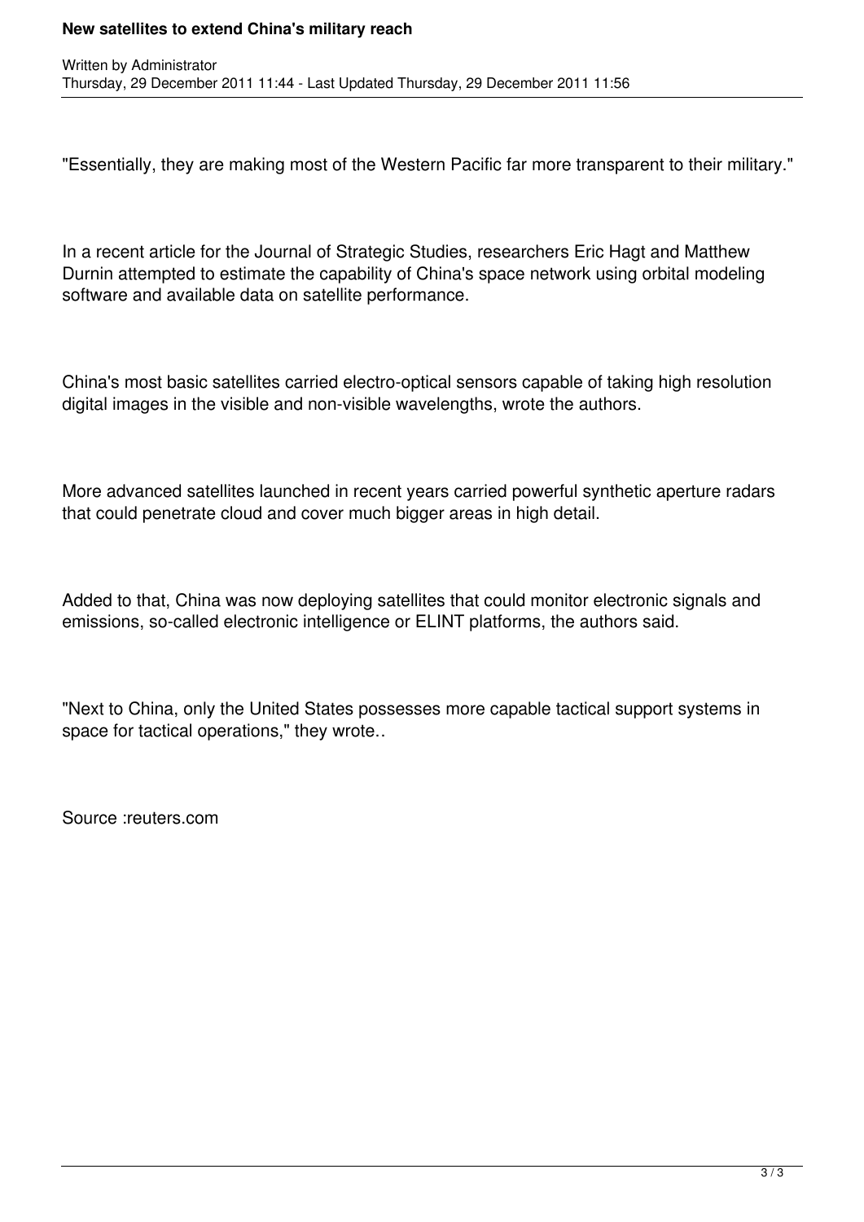"Essentially, they are making most of the Western Pacific far more transparent to their military."

In a recent article for the Journal of Strategic Studies, researchers Eric Hagt and Matthew Durnin attempted to estimate the capability of China's space network using orbital modeling software and available data on satellite performance.

China's most basic satellites carried electro-optical sensors capable of taking high resolution digital images in the visible and non-visible wavelengths, wrote the authors.

More advanced satellites launched in recent years carried powerful synthetic aperture radars that could penetrate cloud and cover much bigger areas in high detail.

Added to that, China was now deploying satellites that could monitor electronic signals and emissions, so-called electronic intelligence or ELINT platforms, the authors said.

"Next to China, only the United States possesses more capable tactical support systems in space for tactical operations," they wrote..

Source :reuters.com